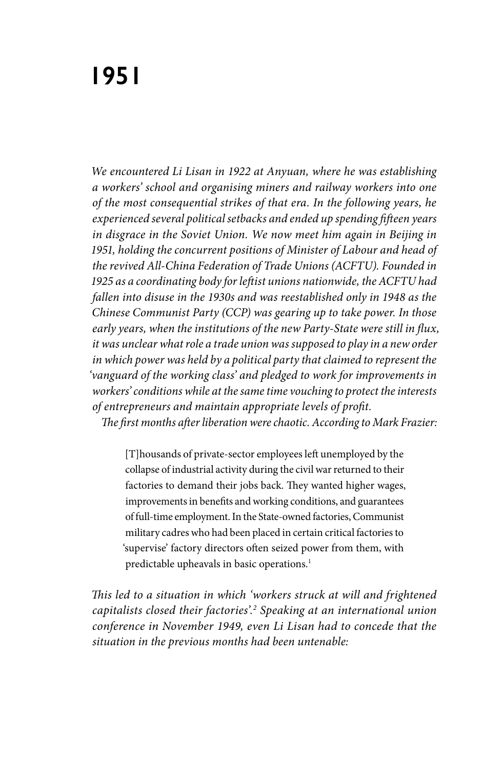# 1951

*We encountered Li Lisan in 1922 at Anyuan, where he was establishing a workers' school and organising miners and railway workers into one of the most consequential strikes of that era. In the following years, he experienced several political setbacks and ended up spending fifteen years in disgrace in the Soviet Union. We now meet him again in Beijing in 1951, holding the concurrent positions of Minister of Labour and head of the revived All-China Federation of Trade Unions (ACFTU). Founded in 1925 as a coordinating body for leftist unions nationwide, the ACFTU had fallen into disuse in the 1930s and was reestablished only in 1948 as the Chinese Communist Party (CCP) was gearing up to take power. In those early years, when the institutions of the new Party-State were still in flux, it was unclear what role a trade union was supposed to play in a new order in which power was held by a political party that claimed to represent the 'vanguard of the working class' and pledged to work for improvements in workers' conditions while at the same time vouching to protect the interests of entrepreneurs and maintain appropriate levels of profit.*

*The first months after liberation were chaotic. According to Mark Frazier:*

> [T]housands of private-sector employees left unemployed by the collapse of industrial activity during the civil war returned to their factories to demand their jobs back. They wanted higher wages, improvements in benefits and working conditions, and guarantees of full-time employment. In the State-owned factories, Communist military cadres who had been placed in certain critical factories to 'supervise' factory directors often seized power from them, with predictable upheavals in basic operations.[1]

*This led to a situation in which 'workers struck at will and frightened capitalists closed their factories'.[2] Speaking at an international union conference in November 1949, even Li Lisan had to concede that the situation in the previous months had been untenable:*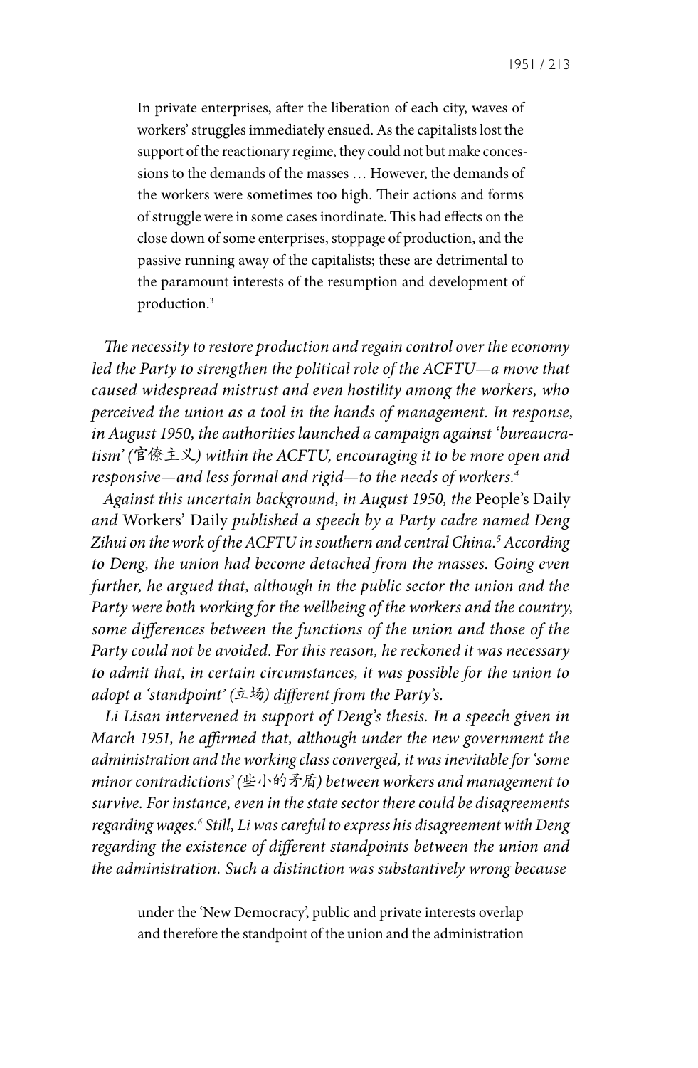> In private enterprises, after the liberation of each city, waves of workers' struggles immediately ensued. As the capitalists lost the support of the reactionary regime, they could not but make concessions to the demands of the masses … However, the demands of the workers were sometimes too high. Their actions and forms of struggle were in some cases inordinate. This had effects on the close down of some enterprises, stoppage of production, and the passive running away of the capitalists; these are detrimental to the paramount interests of the resumption and development of production.[3]

*The necessity to restore production and regain control over the economy led the Party to strengthen the political role of the ACFTU—a move that caused widespread mistrust and even hostility among the workers, who perceived the union as a tool in the hands of management. In response, in August 1950, the authorities launched a campaign against 'bureaucratism' (官僚主义) within the ACFTU, encouraging it to be more open and responsive—and less formal and rigid—to the needs of workers.[4]*

*Against this uncertain background, in August 1950, the* People's Daily *and* Workers' Daily *published a speech by a Party cadre named Deng Zihui on the work of the ACFTU in southern and central China.[5] According to Deng, the union had become detached from the masses. Going even further, he argued that, although in the public sector the union and the Party were both working for the wellbeing of the workers and the country, some differences between the functions of the union and those of the Party could not be avoided. For this reason, he reckoned it was necessary to admit that, in certain circumstances, it was possible for the union to adopt a 'standpoint' (立场) different from the Party's.*

*Li Lisan intervened in support of Deng's thesis. In a speech given in March 1951, he affirmed that, although under the new government the administration and the working class converged, it was inevitable for 'some minor contradictions' (些小的矛盾) between workers and management to survive. For instance, even in the state sector there could be disagreements regarding wages.[6] Still, Li was careful to express his disagreement with Deng regarding the existence of different standpoints between the union and the administration. Such a distinction was substantively wrong because*

> under the 'New Democracy', public and private interests overlap and therefore the standpoint of the union and the administration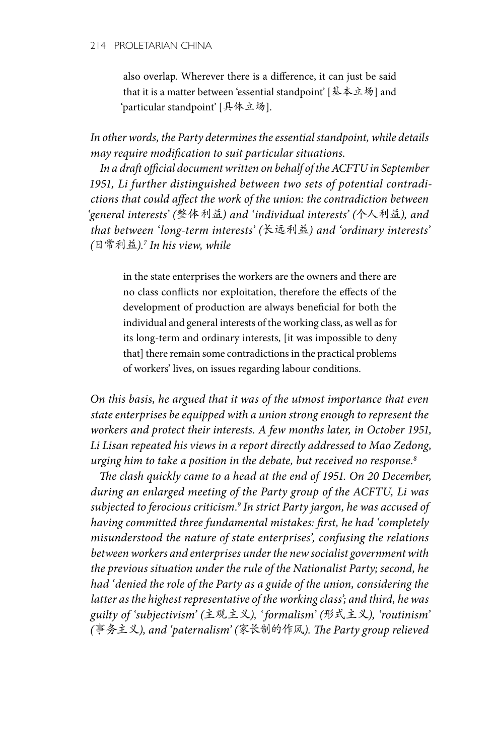also overlap. Wherever there is a difference, it can just be said that it is a matter between 'essential standpoint' [基本立场] and 'particular standpoint' [具体立场].

*In other words, the Party determines the essential standpoint, while details may require modification to suit particular situations.*

*In a draft official document written on behalf of the ACFTU in September 1951, Li further distinguished between two sets of potential contradictions that could affect the work of the union: the contradiction between 'general interests' (*整体利益*) and 'individual interests' (*个人利益*), and that between 'long-term interests' (*长远利益*) and 'ordinary interests' (*日常利益*).*[7] *In his view, while*

> in the state enterprises the workers are the owners and there are no class conflicts nor exploitation, therefore the effects of the development of production are always beneficial for both the individual and general interests of the working class, as well as for its long-term and ordinary interests, [it was impossible to deny that] there remain some contradictions in the practical problems of workers' lives, on issues regarding labour conditions.

*On this basis, he argued that it was of the utmost importance that even state enterprises be equipped with a union strong enough to represent the workers and protect their interests. A few months later, in October 1951, Li Lisan repeated his views in a report directly addressed to Mao Zedong, urging him to take a position in the debate, but received no response.*[8]

*The clash quickly came to a head at the end of 1951. On 20 December, during an enlarged meeting of the Party group of the ACFTU, Li was subjected to ferocious criticism.*[9] *In strict Party jargon, he was accused of having committed three fundamental mistakes: first, he had 'completely misunderstood the nature of state enterprises', confusing the relations between workers and enterprises under the new socialist government with the previous situation under the rule of the Nationalist Party; second, he had 'denied the role of the Party as a guide of the union, considering the latter as the highest representative of the working class'; and third, he was guilty of 'subjectivism' (*主观主义*), 'formalism' (*形式主义*), 'routinism' (*事务主义*), and 'paternalism' (*家长制的作风*). The Party group relieved*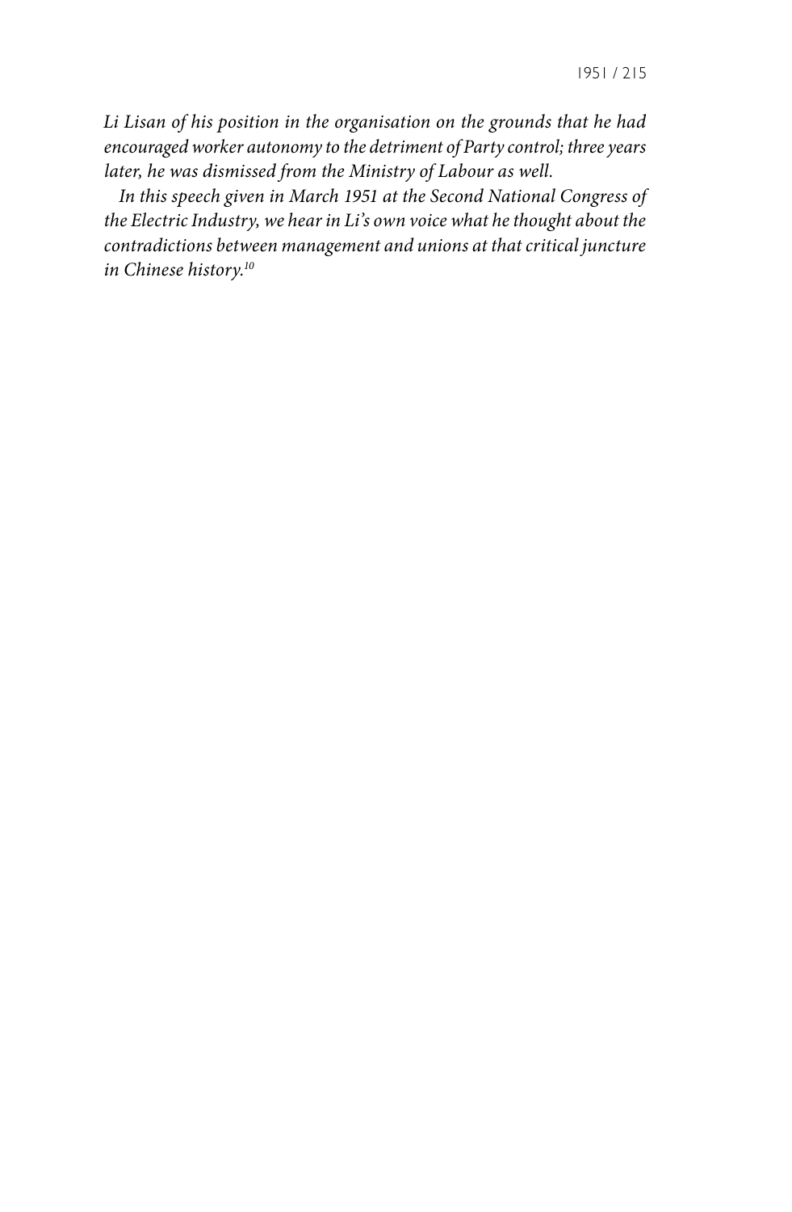*Li Lisan of his position in the organisation on the grounds that he had encouraged worker autonomy to the detriment of Party control; three years later, he was dismissed from the Ministry of Labour as well.*

*In this speech given in March 1951 at the Second National Congress of the Electric Industry, we hear in Li's own voice what he thought about the contradictions between management and unions at that critical juncture in Chinese history.*[10]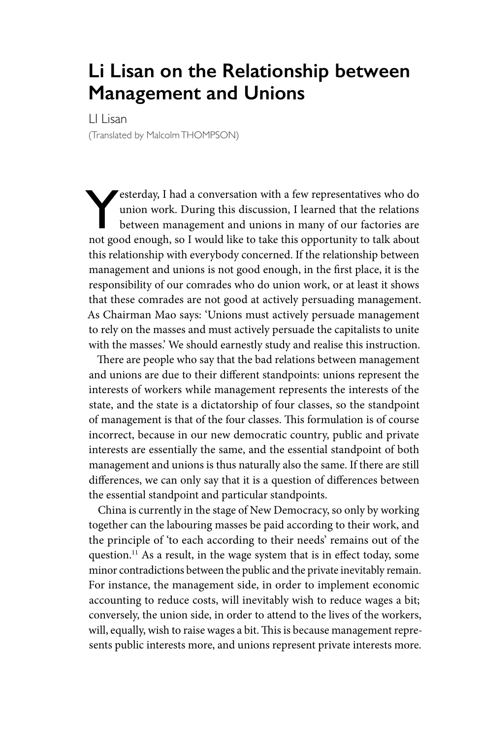# Li Lisan on the Relationship between Management and Unions

LI Lisan

(Translated by Malcolm THOMPSON)

Yesterday, I had a conversation with a few representatives who do union work. During this discussion, I learned that the relations between management and unions in many of our factories are not good enough, so I would like to take this opportunity to talk about this relationship with everybody concerned. If the relationship between management and unions is not good enough, in the first place, it is the responsibility of our comrades who do union work, or at least it shows that these comrades are not good at actively persuading management. As Chairman Mao says: 'Unions must actively persuade management to rely on the masses and must actively persuade the capitalists to unite with the masses.' We should earnestly study and realise this instruction.

There are people who say that the bad relations between management and unions are due to their different standpoints: unions represent the interests of workers while management represents the interests of the state, and the state is a dictatorship of four classes, so the standpoint of management is that of the four classes. This formulation is of course incorrect, because in our new democratic country, public and private interests are essentially the same, and the essential standpoint of both management and unions is thus naturally also the same. If there are still differences, we can only say that it is a question of differences between the essential standpoint and particular standpoints.

China is currently in the stage of New Democracy, so only by working together can the labouring masses be paid according to their work, and the principle of 'to each according to their needs' remains out of the question.[11] As a result, in the wage system that is in effect today, some minor contradictions between the public and the private inevitably remain. For instance, the management side, in order to implement economic accounting to reduce costs, will inevitably wish to reduce wages a bit; conversely, the union side, in order to attend to the lives of the workers, will, equally, wish to raise wages a bit. This is because management represents public interests more, and unions represent private interests more.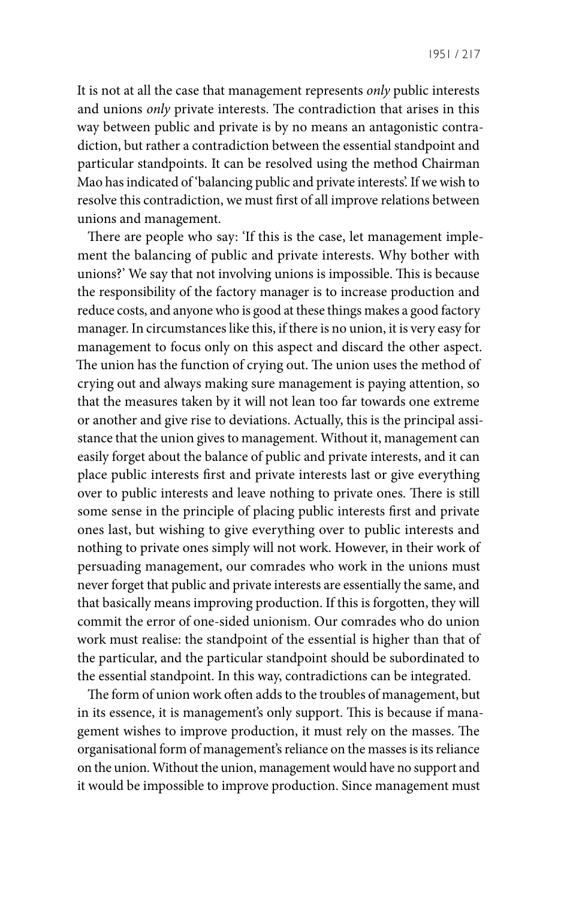It is not at all the case that management represents *only* public interests and unions *only* private interests. The contradiction that arises in this way between public and private is by no means an antagonistic contradiction, but rather a contradiction between the essential standpoint and particular standpoints. It can be resolved using the method Chairman Mao has indicated of 'balancing public and private interests'. If we wish to resolve this contradiction, we must first of all improve relations between unions and management.

There are people who say: 'If this is the case, let management implement the balancing of public and private interests. Why bother with unions?' We say that not involving unions is impossible. This is because the responsibility of the factory manager is to increase production and reduce costs, and anyone who is good at these things makes a good factory manager. In circumstances like this, if there is no union, it is very easy for management to focus only on this aspect and discard the other aspect. The union has the function of crying out. The union uses the method of crying out and always making sure management is paying attention, so that the measures taken by it will not lean too far towards one extreme or another and give rise to deviations. Actually, this is the principal assistance that the union gives to management. Without it, management can easily forget about the balance of public and private interests, and it can place public interests first and private interests last or give everything over to public interests and leave nothing to private ones. There is still some sense in the principle of placing public interests first and private ones last, but wishing to give everything over to public interests and nothing to private ones simply will not work. However, in their work of persuading management, our comrades who work in the unions must never forget that public and private interests are essentially the same, and that basically means improving production. If this is forgotten, they will commit the error of one-sided unionism. Our comrades who do union work must realise: the standpoint of the essential is higher than that of the particular, and the particular standpoint should be subordinated to the essential standpoint. In this way, contradictions can be integrated.

The form of union work often adds to the troubles of management, but in its essence, it is management's only support. This is because if management wishes to improve production, it must rely on the masses. The organisational form of management's reliance on the masses is its reliance on the union. Without the union, management would have no support and it would be impossible to improve production. Since management must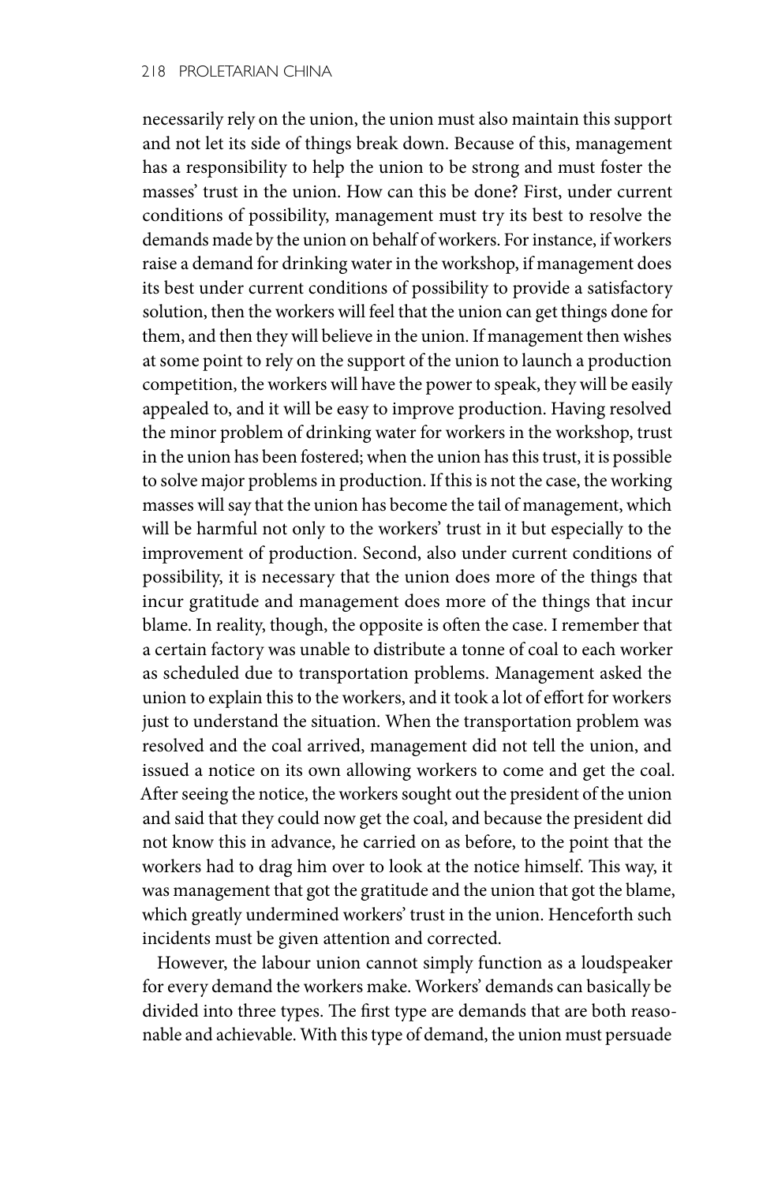necessarily rely on the union, the union must also maintain this support and not let its side of things break down. Because of this, management has a responsibility to help the union to be strong and must foster the masses' trust in the union. How can this be done? First, under current conditions of possibility, management must try its best to resolve the demands made by the union on behalf of workers. For instance, if workers raise a demand for drinking water in the workshop, if management does its best under current conditions of possibility to provide a satisfactory solution, then the workers will feel that the union can get things done for them, and then they will believe in the union. If management then wishes at some point to rely on the support of the union to launch a production competition, the workers will have the power to speak, they will be easily appealed to, and it will be easy to improve production. Having resolved the minor problem of drinking water for workers in the workshop, trust in the union has been fostered; when the union has this trust, it is possible to solve major problems in production. If this is not the case, the working masses will say that the union has become the tail of management, which will be harmful not only to the workers' trust in it but especially to the improvement of production. Second, also under current conditions of possibility, it is necessary that the union does more of the things that incur gratitude and management does more of the things that incur blame. In reality, though, the opposite is often the case. I remember that a certain factory was unable to distribute a tonne of coal to each worker as scheduled due to transportation problems. Management asked the union to explain this to the workers, and it took a lot of effort for workers just to understand the situation. When the transportation problem was resolved and the coal arrived, management did not tell the union, and issued a notice on its own allowing workers to come and get the coal. After seeing the notice, the workers sought out the president of the union and said that they could now get the coal, and because the president did not know this in advance, he carried on as before, to the point that the workers had to drag him over to look at the notice himself. This way, it was management that got the gratitude and the union that got the blame, which greatly undermined workers' trust in the union. Henceforth such incidents must be given attention and corrected.

However, the labour union cannot simply function as a loudspeaker for every demand the workers make. Workers' demands can basically be divided into three types. The first type are demands that are both reasonable and achievable. With this type of demand, the union must persuade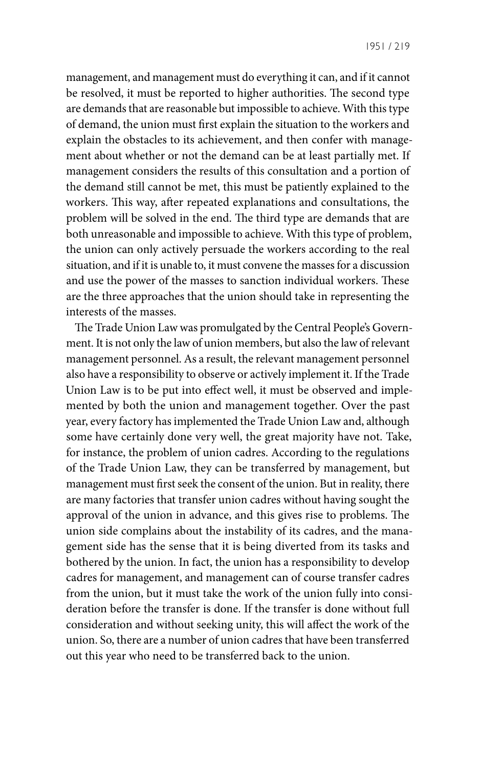management, and management must do everything it can, and if it cannot be resolved, it must be reported to higher authorities. The second type are demands that are reasonable but impossible to achieve. With this type of demand, the union must first explain the situation to the workers and explain the obstacles to its achievement, and then confer with management about whether or not the demand can be at least partially met. If management considers the results of this consultation and a portion of the demand still cannot be met, this must be patiently explained to the workers. This way, after repeated explanations and consultations, the problem will be solved in the end. The third type are demands that are both unreasonable and impossible to achieve. With this type of problem, the union can only actively persuade the workers according to the real situation, and if it is unable to, it must convene the masses for a discussion and use the power of the masses to sanction individual workers. These are the three approaches that the union should take in representing the interests of the masses.

The Trade Union Law was promulgated by the Central People's Government. It is not only the law of union members, but also the law of relevant management personnel. As a result, the relevant management personnel also have a responsibility to observe or actively implement it. If the Trade Union Law is to be put into effect well, it must be observed and implemented by both the union and management together. Over the past year, every factory has implemented the Trade Union Law and, although some have certainly done very well, the great majority have not. Take, for instance, the problem of union cadres. According to the regulations of the Trade Union Law, they can be transferred by management, but management must first seek the consent of the union. But in reality, there are many factories that transfer union cadres without having sought the approval of the union in advance, and this gives rise to problems. The union side complains about the instability of its cadres, and the management side has the sense that it is being diverted from its tasks and bothered by the union. In fact, the union has a responsibility to develop cadres for management, and management can of course transfer cadres from the union, but it must take the work of the union fully into consideration before the transfer is done. If the transfer is done without full consideration and without seeking unity, this will affect the work of the union. So, there are a number of union cadres that have been transferred out this year who need to be transferred back to the union.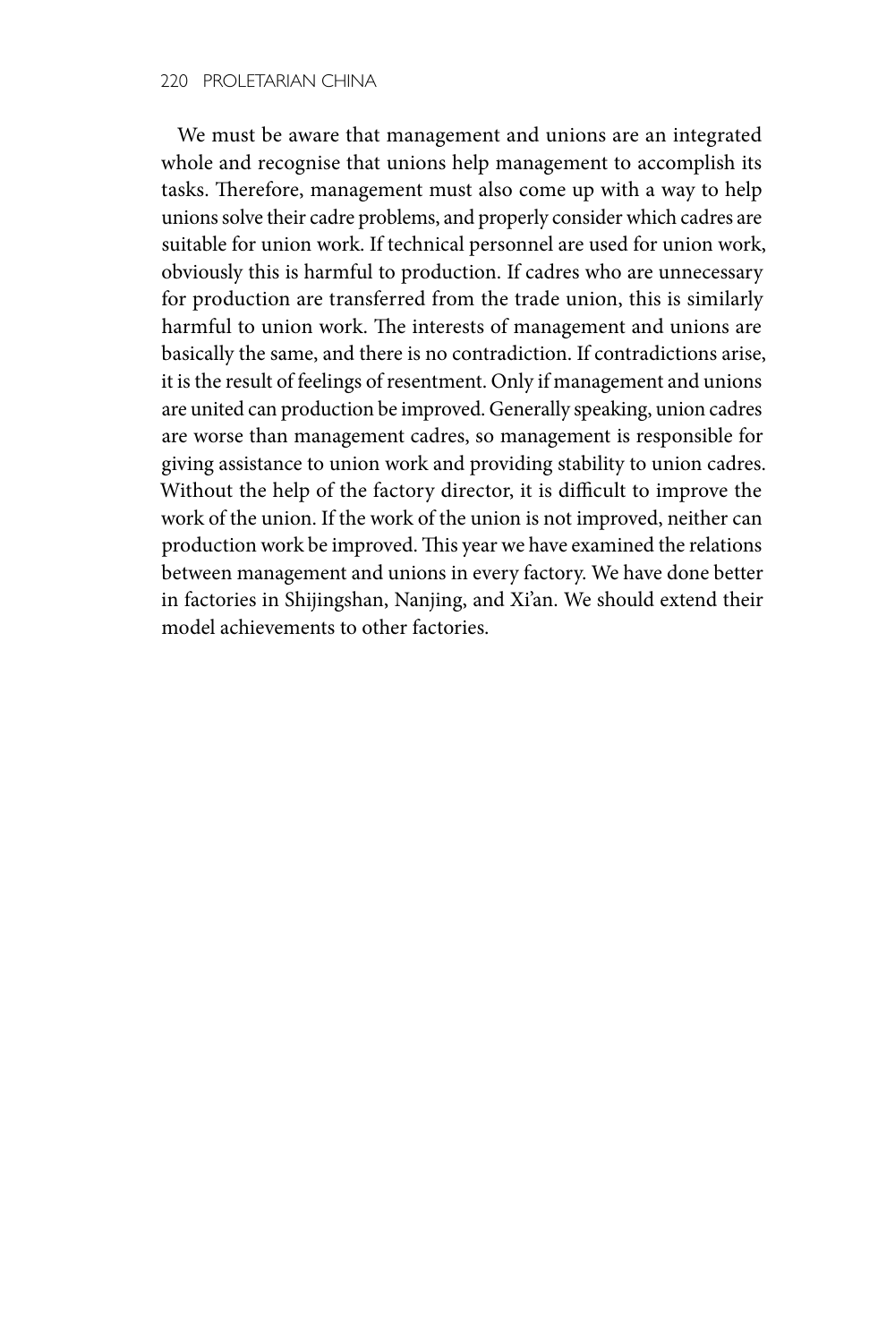We must be aware that management and unions are an integrated whole and recognise that unions help management to accomplish its tasks. Therefore, management must also come up with a way to help unions solve their cadre problems, and properly consider which cadres are suitable for union work. If technical personnel are used for union work, obviously this is harmful to production. If cadres who are unnecessary for production are transferred from the trade union, this is similarly harmful to union work. The interests of management and unions are basically the same, and there is no contradiction. If contradictions arise, it is the result of feelings of resentment. Only if management and unions are united can production be improved. Generally speaking, union cadres are worse than management cadres, so management is responsible for giving assistance to union work and providing stability to union cadres. Without the help of the factory director, it is difficult to improve the work of the union. If the work of the union is not improved, neither can production work be improved. This year we have examined the relations between management and unions in every factory. We have done better in factories in Shijingshan, Nanjing, and Xi'an. We should extend their model achievements to other factories.